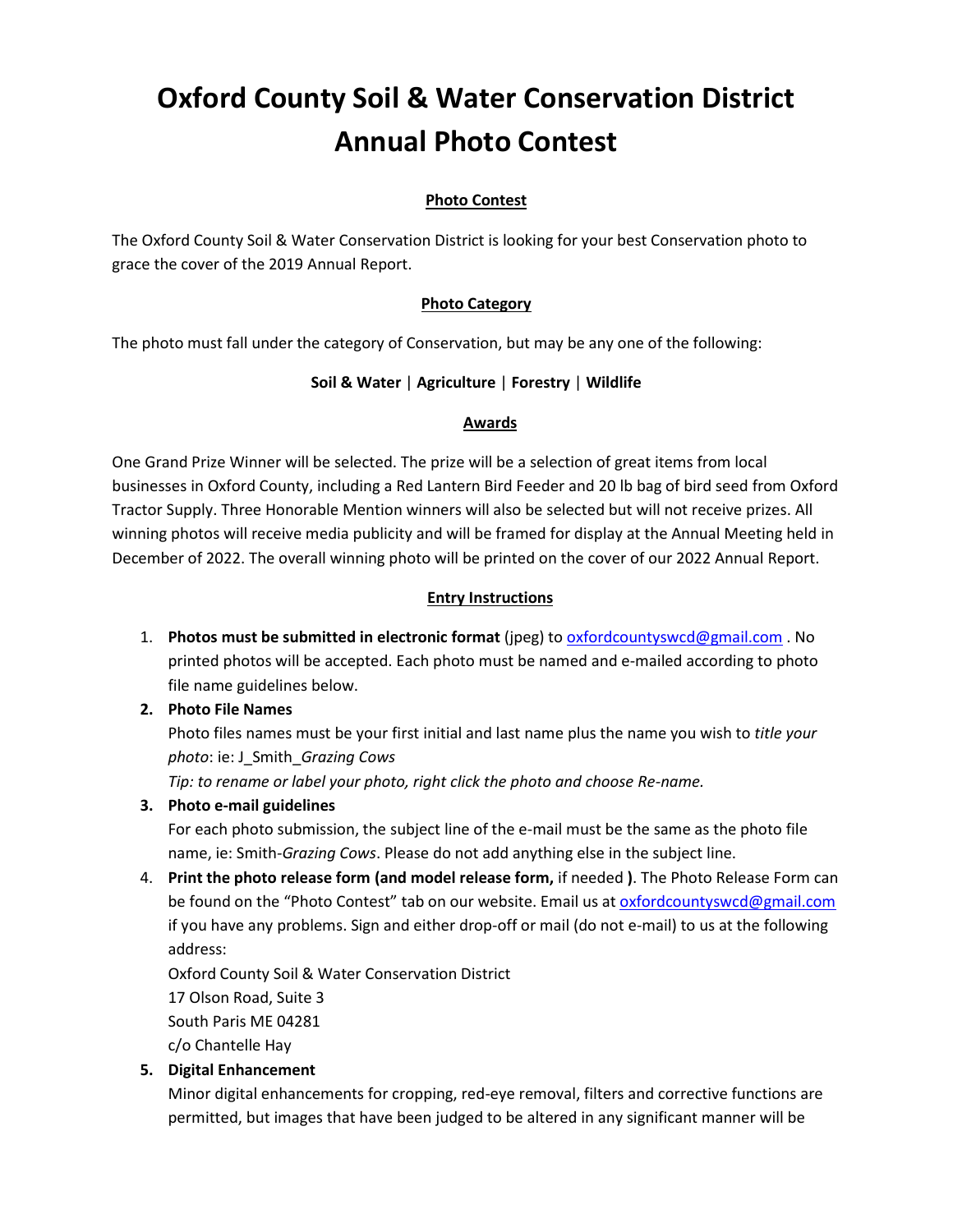# Oxford County Soil & Water Conservation District Annual Photo Contest

## Photo Contest

The Oxford County Soil & Water Conservation District is looking for your best Conservation photo to grace the cover of the 2019 Annual Report.

## Photo Category

The photo must fall under the category of Conservation, but may be any one of the following:

**Soil & Water** | **Agriculture** | **Forestry** | **Wildlife**

## Awards

One Grand Prize Winner will be selected. The prize will be a selection of great items from local businesses in Oxford County, including a Red Lantern Bird Feeder and 20 lb bag of bird seed from Oxford Tractor Supply. Three Honorable Mention winners will also be selected but will not receive prizes. All winning photos will receive media publicity and will be framed for display at the Annual Meeting held in December of 2022. The overall winning photo will be printed on the cover of our 2022 Annual Report.

## Entry Instructions

1. **Photos must be submitted in electronic format** (jpeg) to oxfordcountyswcd@gmail.com . No printed photos will be accepted. Each photo must be named and e-mailed according to photo file name guidelines below.
2. **Photo File Names**
   Photo files names must be your first initial and last name plus the name you wish to *title your photo*: ie: J_Smith_*Grazing Cows*
   *Tip: to rename or label your photo, right click the photo and choose Re-name.*
3. **Photo e-mail guidelines**
   For each photo submission, the subject line of the e-mail must be the same as the photo file name, ie: Smith-*Grazing Cows*. Please do not add anything else in the subject line.
4. **Print the photo release form (and model release form,** if needed **)**. The Photo Release Form can be found on the "Photo Contest" tab on our website. Email us at oxfordcountyswcd@gmail.com if you have any problems. Sign and either drop-off or mail (do not e-mail) to us at the following address:
   Oxford County Soil & Water Conservation District
   17 Olson Road, Suite 3
   South Paris ME 04281
   c/o Chantelle Hay
5. **Digital Enhancement**
   Minor digital enhancements for cropping, red-eye removal, filters and corrective functions are permitted, but images that have been judged to be altered in any significant manner will be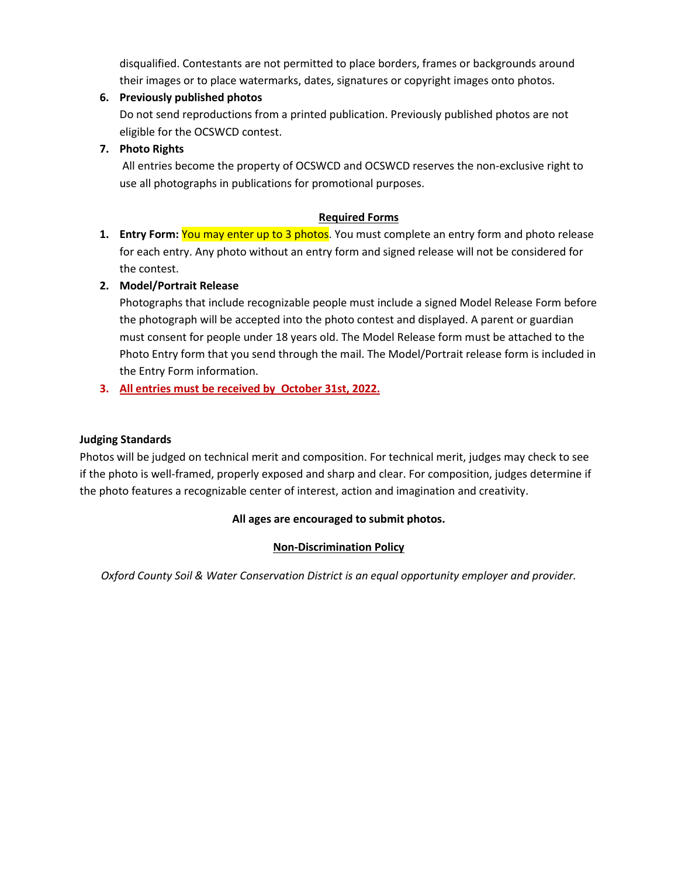disqualified. Contestants are not permitted to place borders, frames or backgrounds around their images or to place watermarks, dates, signatures or copyright images onto photos.

6. **Previously published photos**
   Do not send reproductions from a printed publication. Previously published photos are not eligible for the OCSWCD contest.
7. **Photo Rights**
   All entries become the property of OCSWCD and OCSWCD reserves the non-exclusive right to use all photographs in publications for promotional purposes.

**Required Forms**

1. **Entry Form:** You may enter up to 3 photos. You must complete an entry form and photo release for each entry. Any photo without an entry form and signed release will not be considered for the contest.
2. **Model/Portrait Release**
   Photographs that include recognizable people must include a signed Model Release Form before the photograph will be accepted into the photo contest and displayed. A parent or guardian must consent for people under 18 years old. The Model Release form must be attached to the Photo Entry form that you send through the mail. The Model/Portrait release form is included in the Entry Form information.
3. **All entries must be received by October 31st, 2022.**

**Judging Standards**

Photos will be judged on technical merit and composition. For technical merit, judges may check to see if the photo is well-framed, properly exposed and sharp and clear. For composition, judges determine if the photo features a recognizable center of interest, action and imagination and creativity.

**All ages are encouraged to submit photos.**

**Non-Discrimination Policy**

*Oxford County Soil & Water Conservation District is an equal opportunity employer and provider.*